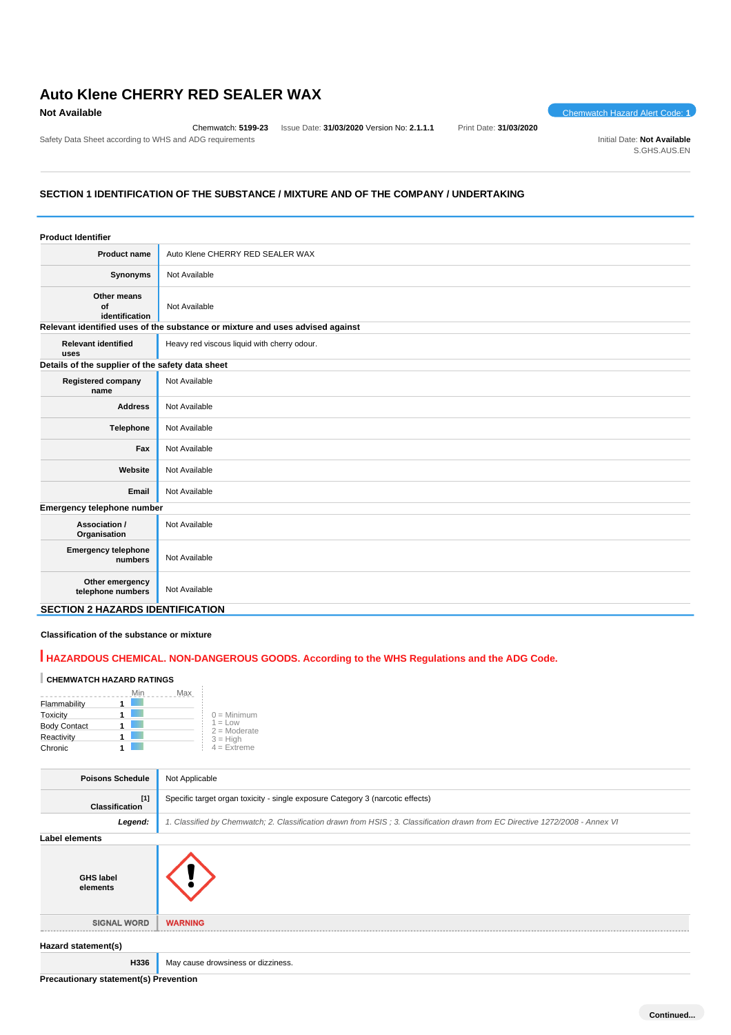# Auto Klene CHERRY RED SEALER WAX

**Not Available**

Chemwatch Hazard Alert Code: **1**

Chemwatch: **5199-23** Issue Date: **31/03/2020** Version No: **2.1.1.1** Print Date: **31/03/2020**

Safety Data Sheet according to WHS and ADG requirements

Initial Date: **Not Available**
S.GHS.AUS.EN

## SECTION 1 IDENTIFICATION OF THE SUBSTANCE / MIXTURE AND OF THE COMPANY / UNDERTAKING

### Product Identifier

| | |
|---|---|
| **Product name** | Auto Klene CHERRY RED SEALER WAX |
| **Synonyms** | Not Available |
| **Other means of identification** | Not Available |

### Relevant identified uses of the substance or mixture and uses advised against

| | |
|---|---|
| **Relevant identified uses** | Heavy red viscous liquid with cherry odour. |

### Details of the supplier of the safety data sheet

| | |
|---|---|
| **Registered company name** | Not Available |
| **Address** | Not Available |
| **Telephone** | Not Available |
| **Fax** | Not Available |
| **Website** | Not Available |
| **Email** | Not Available |

### Emergency telephone number

| | |
|---|---|
| **Association / Organisation** | Not Available |
| **Emergency telephone numbers** | Not Available |
| **Other emergency telephone numbers** | Not Available |

## SECTION 2 HAZARDS IDENTIFICATION

### Classification of the substance or mixture

**HAZARDOUS CHEMICAL. NON-DANGEROUS GOODS. According to the WHS Regulations and the ADG Code.**

**CHEMWATCH HAZARD RATINGS**

| | Min/Max |
|---|---|
| Flammability | 1 |
| Toxicity | 1 |
| Body Contact | 1 |
| Reactivity | 1 |
| Chronic | 1 |

0 = Minimum
1 = Low
2 = Moderate
3 = High
4 = Extreme

| | |
|---|---|
| **Poisons Schedule** | Not Applicable |
| **Classification [1]** | Specific target organ toxicity - single exposure Category 3 (narcotic effects) |
| ***Legend:*** | *1. Classified by Chemwatch; 2. Classification drawn from HSIS ; 3. Classification drawn from EC Directive 1272/2008 - Annex VI* |

### Label elements

| | |
|---|---|
| **GHS label elements** | |
| **SIGNAL WORD** | **WARNING** |

### Hazard statement(s)

| | |
|---|---|
| **H336** | May cause drowsiness or dizziness. |

### Precautionary statement(s) Prevention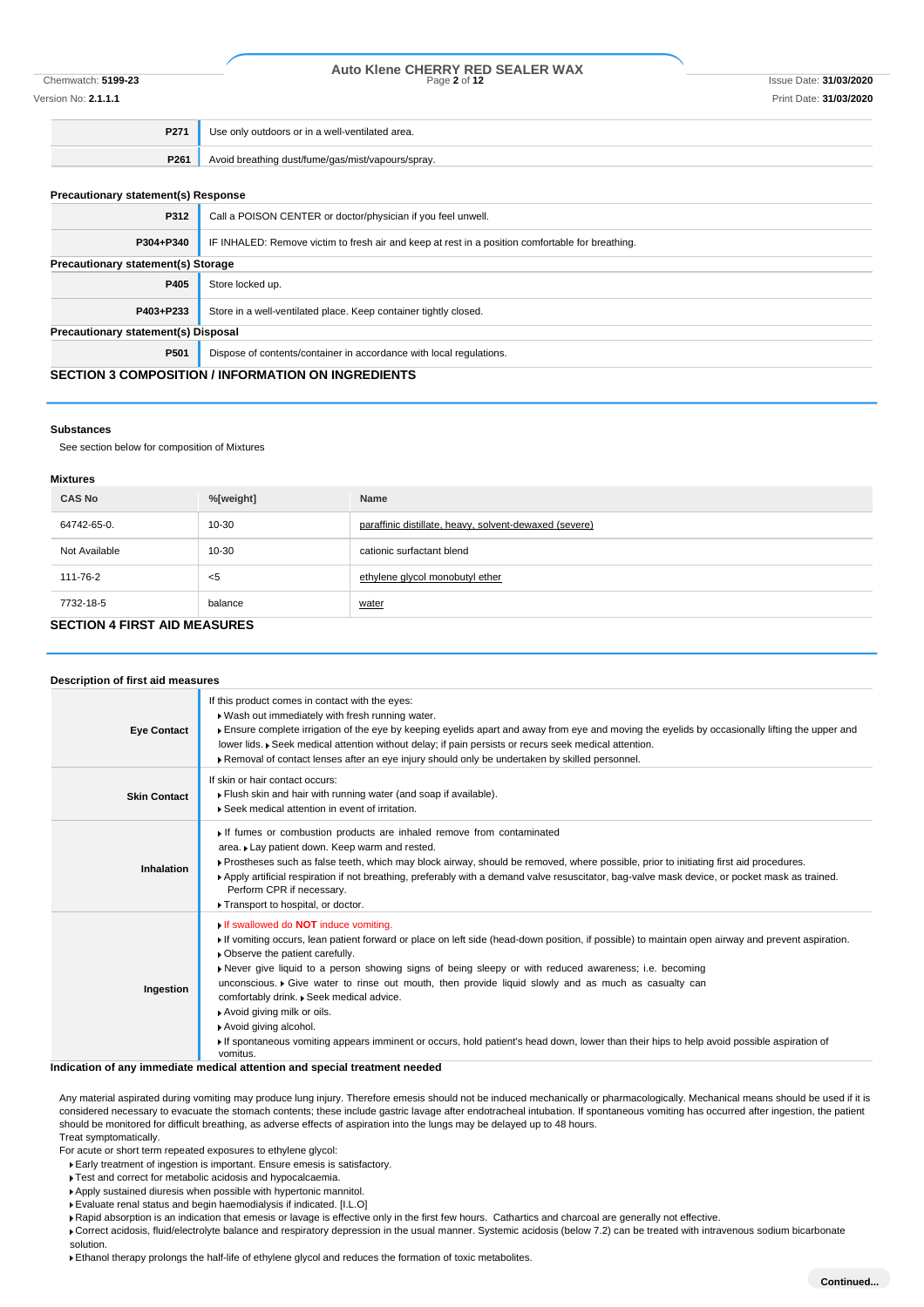| | |
|---|---|
| **P271** | Use only outdoors or in a well-ventilated area. |
| **P261** | Avoid breathing dust/fume/gas/mist/vapours/spray. |

### Precautionary statement(s) Response

| | |
|---|---|
| **P312** | Call a POISON CENTER or doctor/physician if you feel unwell. |
| **P304+P340** | IF INHALED: Remove victim to fresh air and keep at rest in a position comfortable for breathing. |

### Precautionary statement(s) Storage

| | |
|---|---|
| **P405** | Store locked up. |
| **P403+P233** | Store in a well-ventilated place. Keep container tightly closed. |

### Precautionary statement(s) Disposal

| | |
|---|---|
| **P501** | Dispose of contents/container in accordance with local regulations. |

## SECTION 3 COMPOSITION / INFORMATION ON INGREDIENTS

### Substances

See section below for composition of Mixtures

### Mixtures

| CAS No | %[weight] | Name |
|---|---|---|
| 64742-65-0. | 10-30 | paraffinic distillate, heavy, solvent-dewaxed (severe) |
| Not Available | 10-30 | cationic surfactant blend |
| 111-76-2 | <5 | ethylene glycol monobutyl ether |
| 7732-18-5 | balance | water |

## SECTION 4 FIRST AID MEASURES

### Description of first aid measures

| | |
|---|---|
| **Eye Contact** | If this product comes in contact with the eyes:<br>▸ Wash out immediately with fresh running water.<br>▸ Ensure complete irrigation of the eye by keeping eyelids apart and away from eye and moving the eyelids by occasionally lifting the upper and lower lids. ▸ Seek medical attention without delay; if pain persists or recurs seek medical attention.<br>▸ Removal of contact lenses after an eye injury should only be undertaken by skilled personnel. |
| **Skin Contact** | If skin or hair contact occurs:<br>▸ Flush skin and hair with running water (and soap if available).<br>▸ Seek medical attention in event of irritation. |
| **Inhalation** | ▸ If fumes or combustion products are inhaled remove from contaminated area. ▸ Lay patient down. Keep warm and rested.<br>▸ Prostheses such as false teeth, which may block airway, should be removed, where possible, prior to initiating first aid procedures.<br>▸ Apply artificial respiration if not breathing, preferably with a demand valve resuscitator, bag-valve mask device, or pocket mask as trained. Perform CPR if necessary.<br>▸ Transport to hospital, or doctor. |
| **Ingestion** | ▸ If swallowed do **NOT** induce vomiting.<br>▸ If vomiting occurs, lean patient forward or place on left side (head-down position, if possible) to maintain open airway and prevent aspiration.<br>▸ Observe the patient carefully.<br>▸ Never give liquid to a person showing signs of being sleepy or with reduced awareness; i.e. becoming unconscious. ▸ Give water to rinse out mouth, then provide liquid slowly and as much as casualty can comfortably drink. ▸ Seek medical advice.<br>▸ Avoid giving milk or oils.<br>▸ Avoid giving alcohol.<br>▸ If spontaneous vomiting appears imminent or occurs, hold patient's head down, lower than their hips to help avoid possible aspiration of vomitus. |

### Indication of any immediate medical attention and special treatment needed

Any material aspirated during vomiting may produce lung injury. Therefore emesis should not be induced mechanically or pharmacologically. Mechanical means should be used if it is considered necessary to evacuate the stomach contents; these include gastric lavage after endotracheal intubation. If spontaneous vomiting has occurred after ingestion, the patient should be monitored for difficult breathing, as adverse effects of aspiration into the lungs may be delayed up to 48 hours.

Treat symptomatically.

For acute or short term repeated exposures to ethylene glycol:

- Early treatment of ingestion is important. Ensure emesis is satisfactory.
- Test and correct for metabolic acidosis and hypocalcaemia.
- Apply sustained diuresis when possible with hypertonic mannitol.
- Evaluate renal status and begin haemodialysis if indicated. [I.L.O]
- Rapid absorption is an indication that emesis or lavage is effective only in the first few hours. Cathartics and charcoal are generally not effective.
- Correct acidosis, fluid/electrolyte balance and respiratory depression in the usual manner. Systemic acidosis (below 7.2) can be treated with intravenous sodium bicarbonate solution.
- Ethanol therapy prolongs the half-life of ethylene glycol and reduces the formation of toxic metabolites.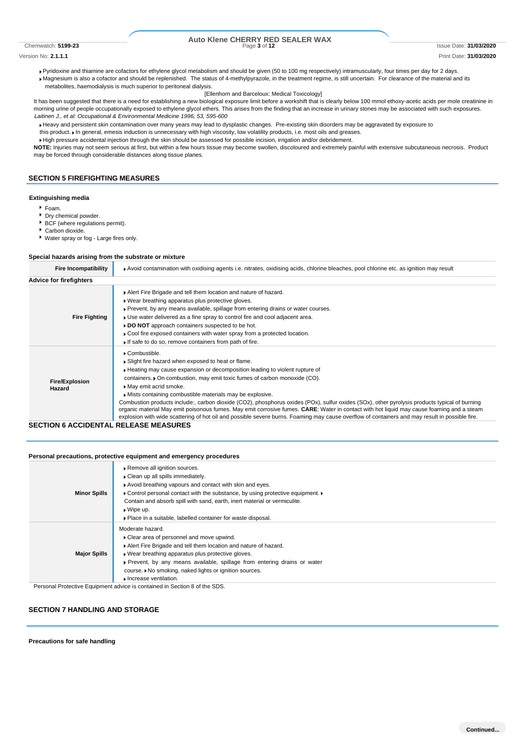- Pyridoxine and thiamine are cofactors for ethylene glycol metabolism and should be given (50 to 100 mg respectively) intramuscularly, four times per day for 2 days.
- Magnesium is also a cofactor and should be replenished. The status of 4-methylpyrazole, in the treatment regime, is still uncertain. For clearance of the material and its metabolites, haemodialysis is much superior to peritoneal dialysis.

[Ellenhorn and Barceloux: Medical Toxicology]

It has been suggested that there is a need for establishing a new biological exposure limit before a workshift that is clearly below 100 mmol ethoxy-acetic acids per mole creatinine in morning urine of people occupationally exposed to ethylene glycol ethers. This arises from the finding that an increase in urinary stones may be associated with such exposures.
*Laitinen J., et al: Occupational & Environmental Medicine 1996; 53, 595-600*

- Heavy and persistent skin contamination over many years may lead to dysplastic changes. Pre-existing skin disorders may be aggravated by exposure to this product.
- In general, emesis induction is unnecessary with high viscosity, low volatility products, i.e. most oils and greases.
- High pressure accidental injection through the skin should be assessed for possible incision, irrigation and/or debridement.

**NOTE:** Injuries may not seem serious at first, but within a few hours tissue may become swollen, discoloured and extremely painful with extensive subcutaneous necrosis. Product may be forced through considerable distances along tissue planes.

## SECTION 5 FIREFIGHTING MEASURES

### Extinguishing media

- Foam.
- Dry chemical powder.
- BCF (where regulations permit).
- Carbon dioxide.
- Water spray or fog - Large fires only.

### Special hazards arising from the substrate or mixture

| | |
|---|---|
| **Fire Incompatibility** | Avoid contamination with oxidising agents i.e. nitrates, oxidising acids, chlorine bleaches, pool chlorine etc. as ignition may result |

### Advice for firefighters

| | |
|---|---|
| **Fire Fighting** | Alert Fire Brigade and tell them location and nature of hazard.<br>Wear breathing apparatus plus protective gloves.<br>Prevent, by any means available, spillage from entering drains or water courses.<br>Use water delivered as a fine spray to control fire and cool adjacent area.<br>**DO NOT** approach containers suspected to be hot.<br>Cool fire exposed containers with water spray from a protected location.<br>If safe to do so, remove containers from path of fire. |
| **Fire/Explosion Hazard** | Combustible.<br>Slight fire hazard when exposed to heat or flame.<br>Heating may cause expansion or decomposition leading to violent rupture of containers.<br>On combustion, may emit toxic fumes of carbon monoxide (CO).<br>May emit acrid smoke.<br>Mists containing combustible materials may be explosive.<br>Combustion products include:, carbon dioxide ($CO_2$), phosphorus oxides ($PO_x$), sulfur oxides ($SO_x$), other pyrolysis products typical of burning organic material May emit poisonous fumes. May emit corrosive fumes. **CARE**: Water in contact with hot liquid may cause foaming and a steam explosion with wide scattering of hot oil and possible severe burns. Foaming may cause overflow of containers and may result in possible fire. |

## SECTION 6 ACCIDENTAL RELEASE MEASURES

### Personal precautions, protective equipment and emergency procedures

| | |
|---|---|
| **Minor Spills** | Remove all ignition sources.<br>Clean up all spills immediately.<br>Avoid breathing vapours and contact with skin and eyes.<br>Control personal contact with the substance, by using protective equipment.<br>Contain and absorb spill with sand, earth, inert material or vermiculite.<br>Wipe up.<br>Place in a suitable, labelled container for waste disposal. |
| **Major Spills** | Moderate hazard.<br>Clear area of personnel and move upwind.<br>Alert Fire Brigade and tell them location and nature of hazard.<br>Wear breathing apparatus plus protective gloves.<br>Prevent, by any means available, spillage from entering drains or water course.<br>No smoking, naked lights or ignition sources.<br>Increase ventilation. |

Personal Protective Equipment advice is contained in Section 8 of the SDS.

## SECTION 7 HANDLING AND STORAGE

### Precautions for safe handling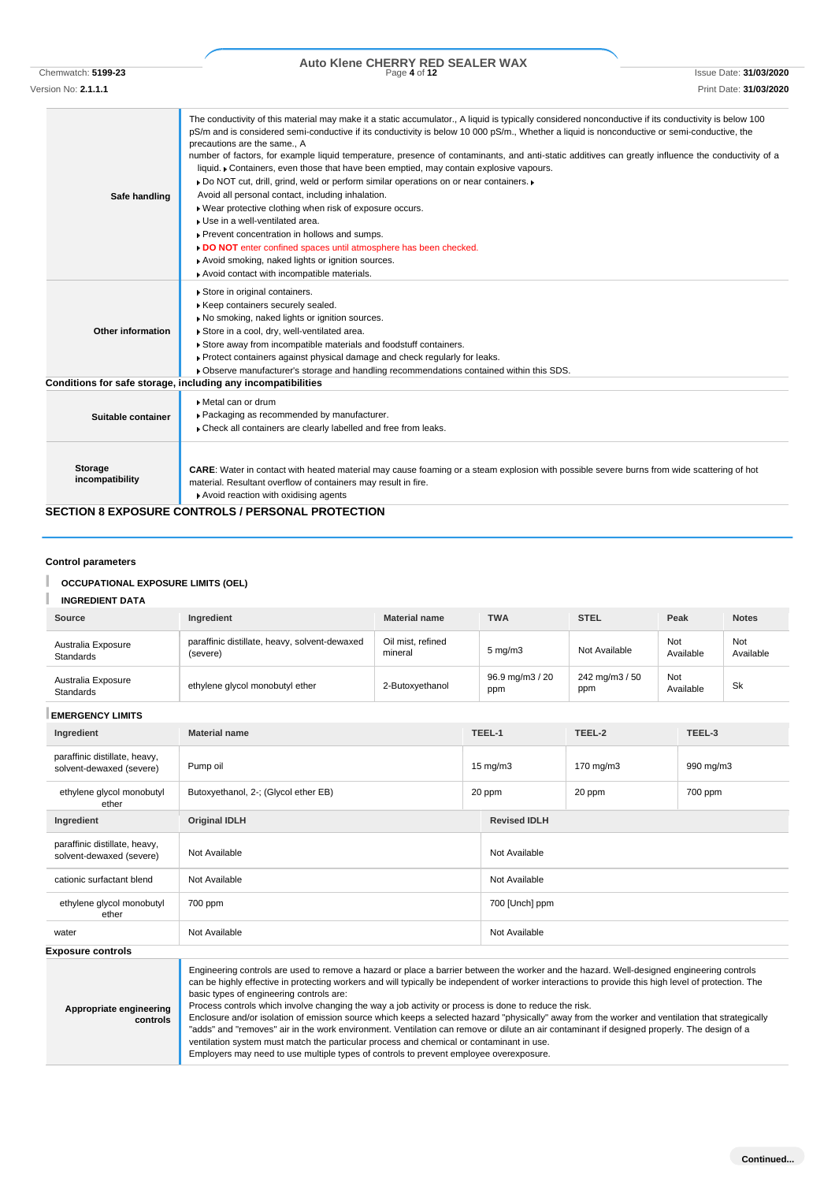| | |
|---|---|
| **Safe handling** | The conductivity of this material may make it a static accumulator., A liquid is typically considered nonconductive if its conductivity is below 100 pS/m and is considered semi-conductive if its conductivity is below 10 000 pS/m., Whether a liquid is nonconductive or semi-conductive, the precautions are the same., A<br>number of factors, for example liquid temperature, presence of contaminants, and anti-static additives can greatly influence the conductivity of a liquid. ▸ Containers, even those that have been emptied, may contain explosive vapours.<br>▸ Do NOT cut, drill, grind, weld or perform similar operations on or near containers. ▸<br>Avoid all personal contact, including inhalation.<br>▸ Wear protective clothing when risk of exposure occurs.<br>▸ Use in a well-ventilated area.<br>▸ Prevent concentration in hollows and sumps.<br>▸ **DO NOT** enter confined spaces until atmosphere has been checked.<br>▸ Avoid smoking, naked lights or ignition sources.<br>▸ Avoid contact with incompatible materials. |
| **Other information** | ▸ Store in original containers.<br>▸ Keep containers securely sealed.<br>▸ No smoking, naked lights or ignition sources.<br>▸ Store in a cool, dry, well-ventilated area.<br>▸ Store away from incompatible materials and foodstuff containers.<br>▸ Protect containers against physical damage and check regularly for leaks.<br>▸ Observe manufacturer's storage and handling recommendations contained within this SDS. |

**Conditions for safe storage, including any incompatibilities**

| | |
|---|---|
| **Suitable container** | ▸ Metal can or drum<br>▸ Packaging as recommended by manufacturer.<br>▸ Check all containers are clearly labelled and free from leaks. |
| **Storage incompatibility** | **CARE**: Water in contact with heated material may cause foaming or a steam explosion with possible severe burns from wide scattering of hot material. Resultant overflow of containers may result in fire.<br>▸ Avoid reaction with oxidising agents |

## SECTION 8 EXPOSURE CONTROLS / PERSONAL PROTECTION

### Control parameters

**OCCUPATIONAL EXPOSURE LIMITS (OEL)**

**INGREDIENT DATA**

| Source | Ingredient | Material name | TWA | STEL | Peak | Notes |
|---|---|---|---|---|---|---|
| Australia Exposure Standards | paraffinic distillate, heavy, solvent-dewaxed (severe) | Oil mist, refined mineral | 5 mg/m3 | Not Available | Not Available | Not Available |
| Australia Exposure Standards | ethylene glycol monobutyl ether | 2-Butoxyethanol | 96.9 mg/m3 / 20 ppm | 242 mg/m3 / 50 ppm | Not Available | Sk |

**EMERGENCY LIMITS**

| Ingredient | Material name | TEEL-1 | TEEL-2 | TEEL-3 |
|---|---|---|---|---|
| paraffinic distillate, heavy, solvent-dewaxed (severe) | Pump oil | 15 mg/m3 | 170 mg/m3 | 990 mg/m3 |
| ethylene glycol monobutyl ether | Butoxyethanol, 2-; (Glycol ether EB) | 20 ppm | 20 ppm | 700 ppm |

| Ingredient | Original IDLH | Revised IDLH |
|---|---|---|
| paraffinic distillate, heavy, solvent-dewaxed (severe) | Not Available | Not Available |
| cationic surfactant blend | Not Available | Not Available |
| ethylene glycol monobutyl ether | 700 ppm | 700 [Unch] ppm |
| water | Not Available | Not Available |

### Exposure controls

| | |
|---|---|
| **Appropriate engineering controls** | Engineering controls are used to remove a hazard or place a barrier between the worker and the hazard. Well-designed engineering controls can be highly effective in protecting workers and will typically be independent of worker interactions to provide this high level of protection. The basic types of engineering controls are:<br>Process controls which involve changing the way a job activity or process is done to reduce the risk.<br>Enclosure and/or isolation of emission source which keeps a selected hazard "physically" away from the worker and ventilation that strategically "adds" and "removes" air in the work environment. Ventilation can remove or dilute an air contaminant if designed properly. The design of a ventilation system must match the particular process and chemical or contaminant in use.<br>Employers may need to use multiple types of controls to prevent employee overexposure. |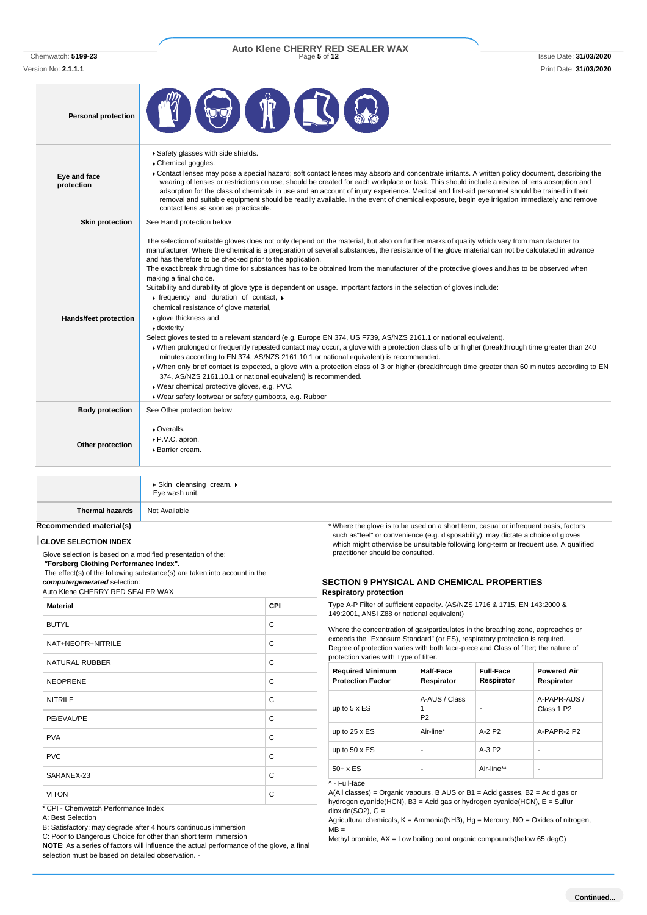| | |
|---|---|
| **Personal protection** | |
| **Eye and face protection** | ▸ Safety glasses with side shields.<br>▸ Chemical goggles.<br>▸ Contact lenses may pose a special hazard; soft contact lenses may absorb and concentrate irritants. A written policy document, describing the wearing of lenses or restrictions on use, should be created for each workplace or task. This should include a review of lens absorption and adsorption for the class of chemicals in use and an account of injury experience. Medical and first-aid personnel should be trained in their removal and suitable equipment should be readily available. In the event of chemical exposure, begin eye irrigation immediately and remove contact lens as soon as practicable. |
| **Skin protection** | See Hand protection below |
| **Hands/feet protection** | The selection of suitable gloves does not only depend on the material, but also on further marks of quality which vary from manufacturer to manufacturer. Where the chemical is a preparation of several substances, the resistance of the glove material can not be calculated in advance and has therefore to be checked prior to the application.<br>The exact break through time for substances has to be obtained from the manufacturer of the protective gloves and.has to be observed when making a final choice.<br>Suitability and durability of glove type is dependent on usage. Important factors in the selection of gloves include:<br>▸ frequency and duration of contact, ▸ chemical resistance of glove material,<br>▸ glove thickness and<br>▸ dexterity<br>Select gloves tested to a relevant standard (e.g. Europe EN 374, US F739, AS/NZS 2161.1 or national equivalent).<br>▸ When prolonged or frequently repeated contact may occur, a glove with a protection class of 5 or higher (breakthrough time greater than 240 minutes according to EN 374, AS/NZS 2161.10.1 or national equivalent) is recommended.<br>▸ When only brief contact is expected, a glove with a protection class of 3 or higher (breakthrough time greater than 60 minutes according to EN 374, AS/NZS 2161.10.1 or national equivalent) is recommended.<br>▸ Wear chemical protective gloves, e.g. PVC.<br>▸ Wear safety footwear or safety gumboots, e.g. Rubber |
| **Body protection** | See Other protection below |
| **Other protection** | ▸ Overalls.<br>▸ P.V.C. apron.<br>▸ Barrier cream.<br>▸ Skin cleansing cream. ▸ Eye wash unit. |
| **Thermal hazards** | Not Available |

## Recommended material(s)

**GLOVE SELECTION INDEX**

Glove selection is based on a modified presentation of the:

***"Forsberg Clothing Performance Index".***

The effect(s) of the following substance(s) are taken into account in the ***computergenerated*** selection:

Auto Klene CHERRY RED SEALER WAX

| Material | CPI |
|---|---|
| BUTYL | C |
| NAT+NEOPR+NITRILE | C |
| NATURAL RUBBER | C |
| NEOPRENE | C |
| NITRILE | C |
| PE/EVAL/PE | C |
| PVA | C |
| PVC | C |
| SARANEX-23 | C |
| VITON | C |

* CPI - Chemwatch Performance Index

A: Best Selection

B: Satisfactory; may degrade after 4 hours continuous immersion

C: Poor to Dangerous Choice for other than short term immersion

**NOTE**: As a series of factors will influence the actual performance of the glove, a final selection must be based on detailed observation. -

* Where the glove is to be used on a short term, casual or infrequent basis, factors such as"feel" or convenience (e.g. disposability), may dictate a choice of gloves which might otherwise be unsuitable following long-term or frequent use. A qualified practitioner should be consulted.

## SECTION 9 PHYSICAL AND CHEMICAL PROPERTIES

**Respiratory protection**

Type A-P Filter of sufficient capacity. (AS/NZS 1716 & 1715, EN 143:2000 & 149:2001, ANSI Z88 or national equivalent)

Where the concentration of gas/particulates in the breathing zone, approaches or exceeds the "Exposure Standard" (or ES), respiratory protection is required.

Degree of protection varies with both face-piece and Class of filter; the nature of protection varies with Type of filter.

| Required Minimum Protection Factor | Half-Face Respirator | Full-Face Respirator | Powered Air Respirator |
|---|---|---|---|
| up to 5 x ES | A-AUS / Class 1 P2 | - | A-PAPR-AUS / Class 1 P2 |
| up to 25 x ES | Air-line* | A-2 P2 | A-PAPR-2 P2 |
| up to 50 x ES | - | A-3 P2 | - |
| 50+ x ES | - | Air-line** | - |

^ - Full-face

A(All classes) = Organic vapours, B AUS or B1 = Acid gasses, B2 = Acid gas or hydrogen cyanide(HCN), B3 = Acid gas or hydrogen cyanide(HCN), E = Sulfur dioxide(SO2), G = Agricultural chemicals, K = Ammonia(NH3), Hg = Mercury, NO = Oxides of nitrogen, MB = Methyl bromide, AX = Low boiling point organic compounds(below 65 degC)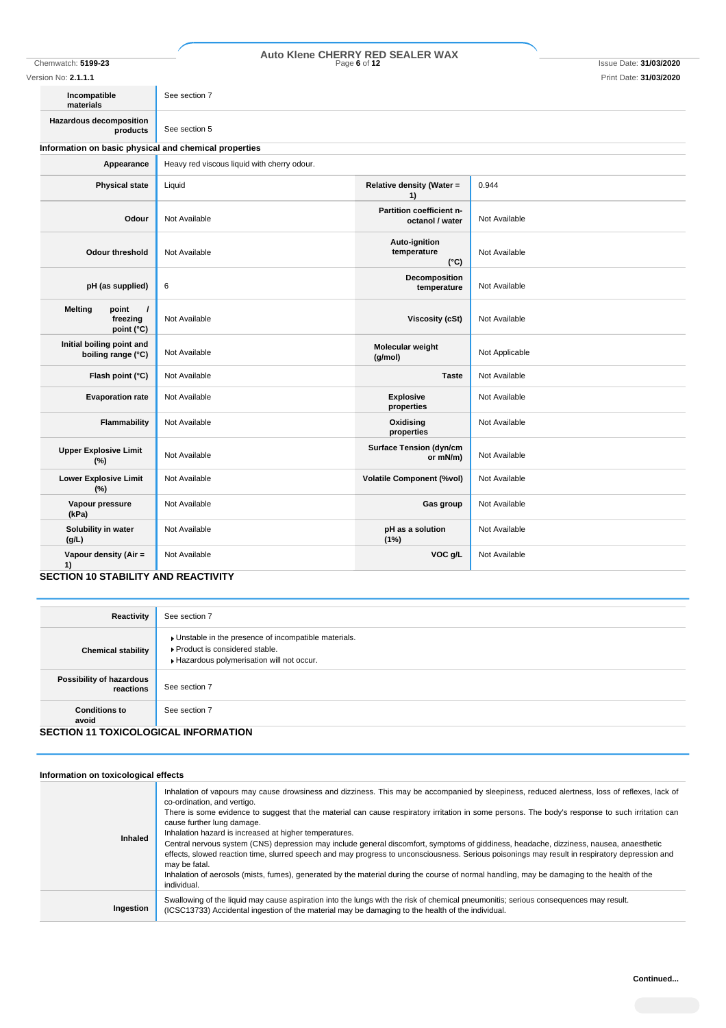| | |
|---|---|
| Incompatible materials | See section 7 |
| Hazardous decomposition products | See section 5 |

### Information on basic physical and chemical properties

| | | | |
|---|---|---|---|
| Appearance | Heavy red viscous liquid with cherry odour. | | |
| Physical state | Liquid | Relative density (Water = 1) | 0.944 |
| Odour | Not Available | Partition coefficient n-octanol / water | Not Available |
| Odour threshold | Not Available | Auto-ignition temperature (°C) | Not Available |
| pH (as supplied) | 6 | Decomposition temperature | Not Available |
| Melting point / freezing point (°C) | Not Available | Viscosity (cSt) | Not Available |
| Initial boiling point and boiling range (°C) | Not Available | Molecular weight (g/mol) | Not Applicable |
| Flash point (°C) | Not Available | Taste | Not Available |
| Evaporation rate | Not Available | Explosive properties | Not Available |
| Flammability | Not Available | Oxidising properties | Not Available |
| Upper Explosive Limit (%) | Not Available | Surface Tension (dyn/cm or mN/m) | Not Available |
| Lower Explosive Limit (%) | Not Available | Volatile Component (%vol) | Not Available |
| Vapour pressure (kPa) | Not Available | Gas group | Not Available |
| Solubility in water (g/L) | Not Available | pH as a solution (1%) | Not Available |
| Vapour density (Air = 1) | Not Available | VOC g/L | Not Available |

## SECTION 10 STABILITY AND REACTIVITY

| | |
|---|---|
| Reactivity | See section 7 |
| Chemical stability | ▸ Unstable in the presence of incompatible materials.<br>▸ Product is considered stable.<br>▸ Hazardous polymerisation will not occur. |
| Possibility of hazardous reactions | See section 7 |
| Conditions to avoid | See section 7 |

## SECTION 11 TOXICOLOGICAL INFORMATION

### Information on toxicological effects

| | |
|---|---|
| Inhaled | Inhalation of vapours may cause drowsiness and dizziness. This may be accompanied by sleepiness, reduced alertness, loss of reflexes, lack of co-ordination, and vertigo.<br>There is some evidence to suggest that the material can cause respiratory irritation in some persons. The body's response to such irritation can cause further lung damage.<br>Inhalation hazard is increased at higher temperatures.<br>Central nervous system (CNS) depression may include general discomfort, symptoms of giddiness, headache, dizziness, nausea, anaesthetic effects, slowed reaction time, slurred speech and may progress to unconsciousness. Serious poisonings may result in respiratory depression and may be fatal.<br>Inhalation of aerosols (mists, fumes), generated by the material during the course of normal handling, may be damaging to the health of the individual. |
| Ingestion | Swallowing of the liquid may cause aspiration into the lungs with the risk of chemical pneumonitis; serious consequences may result. (ICSC13733) Accidental ingestion of the material may be damaging to the health of the individual. |

Continued...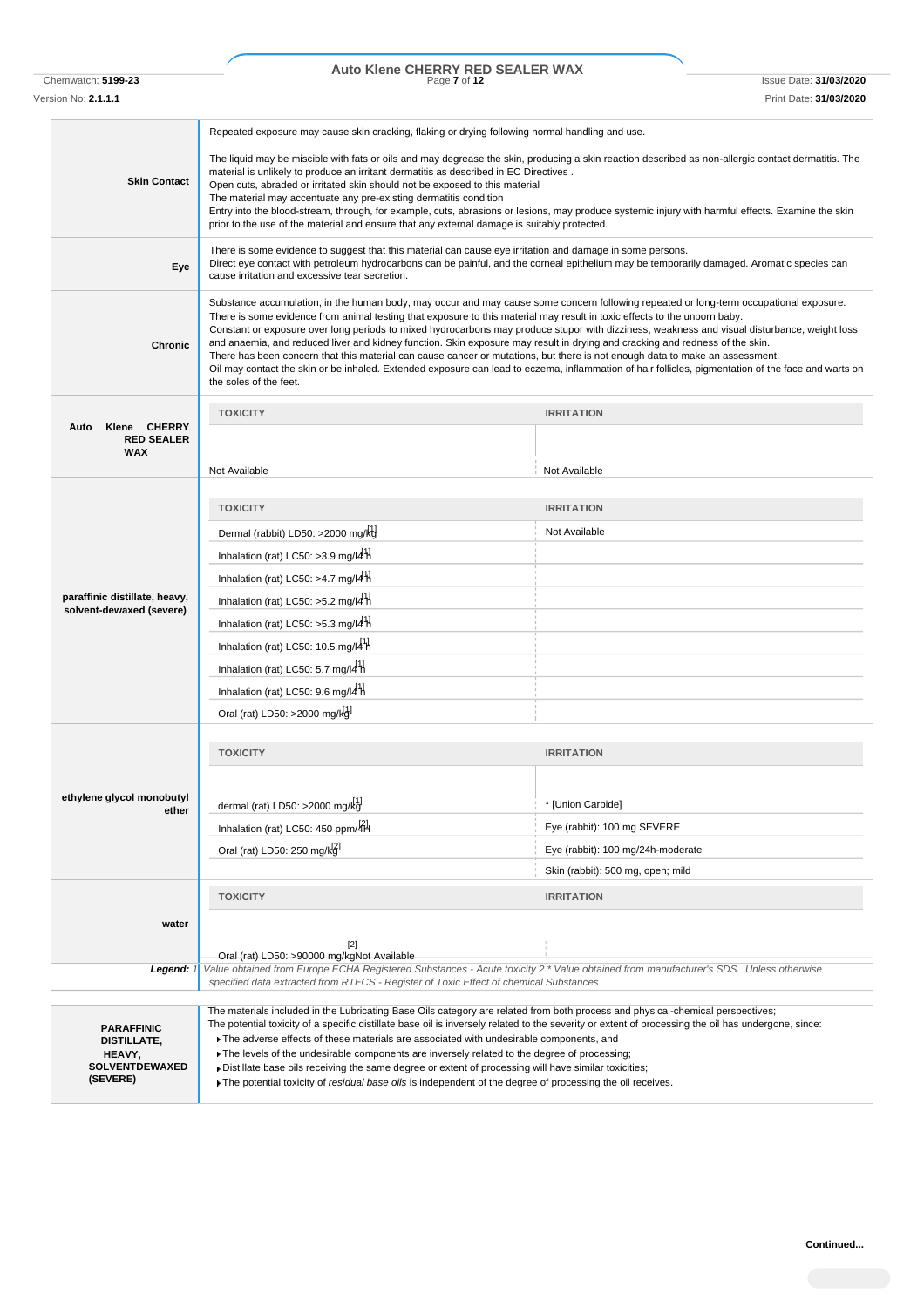| | |
|---|---|
| **Skin Contact** | Repeated exposure may cause skin cracking, flaking or drying following normal handling and use.<br><br>The liquid may be miscible with fats or oils and may degrease the skin, producing a skin reaction described as non-allergic contact dermatitis. The material is unlikely to produce an irritant dermatitis as described in EC Directives .<br>Open cuts, abraded or irritated skin should not be exposed to this material<br>The material may accentuate any pre-existing dermatitis condition<br>Entry into the blood-stream, through, for example, cuts, abrasions or lesions, may produce systemic injury with harmful effects. Examine the skin prior to the use of the material and ensure that any external damage is suitably protected. |
| **Eye** | There is some evidence to suggest that this material can cause eye irritation and damage in some persons.<br>Direct eye contact with petroleum hydrocarbons can be painful, and the corneal epithelium may be temporarily damaged. Aromatic species can cause irritation and excessive tear secretion. |
| **Chronic** | Substance accumulation, in the human body, may occur and may cause some concern following repeated or long-term occupational exposure.<br>There is some evidence from animal testing that exposure to this material may result in toxic effects to the unborn baby.<br>Constant or exposure over long periods to mixed hydrocarbons may produce stupor with dizziness, weakness and visual disturbance, weight loss and anaemia, and reduced liver and kidney function. Skin exposure may result in drying and cracking and redness of the skin.<br>There has been concern that this material can cause cancer or mutations, but there is not enough data to make an assessment.<br>Oil may contact the skin or be inhaled. Extended exposure can lead to eczema, inflammation of hair follicles, pigmentation of the face and warts on the soles of the feet. |

| | TOXICITY | IRRITATION |
|---|---|---|
| **Auto Klene CHERRY RED SEALER WAX** | Not Available | Not Available |
| | **TOXICITY** | **IRRITATION** |
| **paraffinic distillate, heavy, solvent-dewaxed (severe)** | Dermal (rabbit) LD50: >2000 mg/kg[1] | Not Available |
| | Inhalation (rat) LC50: >3.9 mg/l4 h[1] | |
| | Inhalation (rat) LC50: >4.7 mg/l4 h[1] | |
| | Inhalation (rat) LC50: >5.2 mg/l4 h[1] | |
| | Inhalation (rat) LC50: >5.3 mg/l4 h[1] | |
| | Inhalation (rat) LC50: 10.5 mg/l4 h[1] | |
| | Inhalation (rat) LC50: 5.7 mg/l4 h[1] | |
| | Inhalation (rat) LC50: 9.6 mg/l4 h[1] | |
| | Oral (rat) LD50: >2000 mg/kg[1] | |
| | **TOXICITY** | **IRRITATION** |
| **ethylene glycol monobutyl ether** | dermal (rat) LD50: >2000 mg/kg[1] | * [Union Carbide] |
| | Inhalation (rat) LC50: 450 ppm/4H[2] | Eye (rabbit): 100 mg SEVERE |
| | Oral (rat) LD50: 250 mg/kg[2] | Eye (rabbit): 100 mg/24h-moderate |
| | | Skin (rabbit): 500 mg, open; mild |
| | **TOXICITY** | **IRRITATION** |
| **water** | Oral (rat) LD50: >90000 mg/kg[2] | Not Available |

***Legend:*** *1. Value obtained from Europe ECHA Registered Substances - Acute toxicity 2.* Value obtained from manufacturer's SDS. Unless otherwise specified data extracted from RTECS - Register of Toxic Effect of chemical Substances*

| | |
|---|---|
| **PARAFFINIC DISTILLATE, HEAVY, SOLVENTDEWAXED (SEVERE)** | The materials included in the Lubricating Base Oils category are related from both process and physical-chemical perspectives;<br>The potential toxicity of a specific distillate base oil is inversely related to the severity or extent of processing the oil has undergone, since:<br>▸ The adverse effects of these materials are associated with undesirable components, and<br>▸ The levels of the undesirable components are inversely related to the degree of processing;<br>▸ Distillate base oils receiving the same degree or extent of processing will have similar toxicities;<br>▸ The potential toxicity of *residual base oils* is independent of the degree of processing the oil receives. |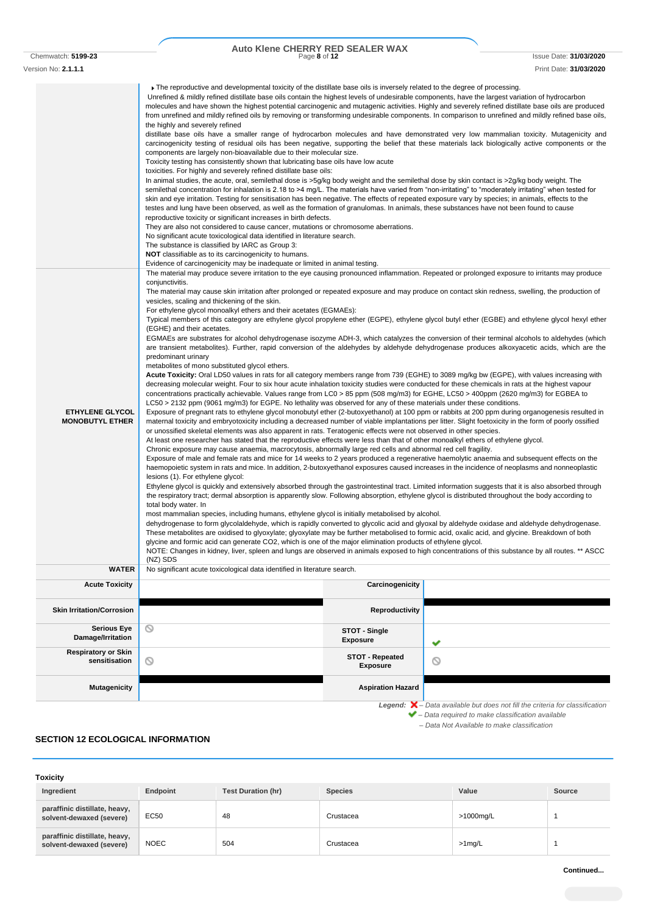| | |
|---|---|
| | ▸ The reproductive and developmental toxicity of the distillate base oils is inversely related to the degree of processing. Unrefined & mildly refined distillate base oils contain the highest levels of undesirable components, have the largest variation of hydrocarbon molecules and have shown the highest potential carcinogenic and mutagenic activities. Highly and severely refined distillate base oils are produced from unrefined and mildly refined oils by removing or transforming undesirable components. In comparison to unrefined and mildly refined base oils, the highly and severely refined distillate base oils have a smaller range of hydrocarbon molecules and have demonstrated very low mammalian toxicity. Mutagenicity and carcinogenicity testing of residual oils has been negative, supporting the belief that these materials lack biologically active components or the components are largely non-bioavailable due to their molecular size. Toxicity testing has consistently shown that lubricating base oils have low acute toxicities. For highly and severely refined distillate base oils: In animal studies, the acute, oral, semilethal dose is >5g/kg body weight and the semilethal dose by skin contact is >2g/kg body weight. The semilethal concentration for inhalation is 2.18 to >4 mg/L. The materials have varied from "non-irritating" to "moderately irritating" when tested for skin and eye irritation. Testing for sensitisation has been negative. The effects of repeated exposure vary by species; in animals, effects to the testes and lung have been observed, as well as the formation of granulomas. In animals, these substances have not been found to cause reproductive toxicity or significant increases in birth defects. They are also not considered to cause cancer, mutations or chromosome aberrations. No significant acute toxicological data identified in literature search. The substance is classified by IARC as Group 3: **NOT** classifiable as to its carcinogenicity to humans. Evidence of carcinogenicity may be inadequate or limited in animal testing. |
| **ETHYLENE GLYCOL MONOBUTYL ETHER** | The material may produce severe irritation to the eye causing pronounced inflammation. Repeated or prolonged exposure to irritants may produce conjunctivitis. The material may cause skin irritation after prolonged or repeated exposure and may produce on contact skin redness, swelling, the production of vesicles, scaling and thickening of the skin. For ethylene glycol monoalkyl ethers and their acetates (EGMAEs): Typical members of this category are ethylene glycol propylene ether (EGPE), ethylene glycol butyl ether (EGBE) and ethylene glycol hexyl ether (EGHE) and their acetates. EGMAEs are substrates for alcohol dehydrogenase isozyme ADH-3, which catalyzes the conversion of their terminal alcohols to aldehydes (which are transient metabolites). Further, rapid conversion of the aldehydes by aldehyde dehydrogenase produces alkoxyacetic acids, which are the predominant urinary metabolites of mono substituted glycol ethers. **Acute Toxicity:** Oral LD50 values in rats for all category members range from 739 (EGHE) to 3089 mg/kg bw (EGPE), with values increasing with decreasing molecular weight. Four to six hour acute inhalation toxicity studies were conducted for these chemicals in rats at the highest vapour concentrations practically achievable. Values range from LC0 > 85 ppm (508 mg/m3) for EGHE, LC50 > 400ppm (2620 mg/m3) for EGBEA to LC50 > 2132 ppm (9061 mg/m3) for EGPE. No lethality was observed for any of these materials under these conditions. Exposure of pregnant rats to ethylene glycol monobutyl ether (2-butoxyethanol) at 100 ppm or rabbits at 200 ppm during organogenesis resulted in maternal toxicity and embryotoxicity including a decreased number of viable implantations per litter. Slight foetoxicity in the form of poorly ossified or unossified skeletal elements was also apparent in rats. Teratogenic effects were not observed in other species. At least one researcher has stated that the reproductive effects were less than that of other monoalkyl ethers of ethylene glycol. Chronic exposure may cause anaemia, macrocytosis, abnormally large red cells and abnormal red cell fragility. Exposure of male and female rats and mice for 14 weeks to 2 years produced a regenerative haemolytic anaemia and subsequent effects on the haemopoietic system in rats and mice. In addition, 2-butoxyethanol exposures caused increases in the incidence of neoplasms and nonneoplastic lesions (1). For ethylene glycol: Ethylene glycol is quickly and extensively absorbed through the gastrointestinal tract. Limited information suggests that it is also absorbed through the respiratory tract; dermal absorption is apparently slow. Following absorption, ethylene glycol is distributed throughout the body according to total body water. In most mammalian species, including humans, ethylene glycol is initially metabolised by alcohol. dehydrogenase to form glycolaldehyde, which is rapidly converted to glycolic acid and glyoxal by aldehyde oxidase and aldehyde dehydrogenase. These metabolites are oxidised to glyoxylate; glyoxylate may be further metabolised to formic acid, oxalic acid, and glycine. Breakdown of both glycine and formic acid can generate CO2, which is one of the major elimination products of ethylene glycol. NOTE: Changes in kidney, liver, spleen and lungs are observed in animals exposed to high concentrations of this substance by all routes. ** ASCC (NZ) SDS |
| **WATER** | No significant acute toxicological data identified in literature search. |

| | | | |
|---|---|---|---|
| **Acute Toxicity** | | **Carcinogenicity** | |
| **Skin Irritation/Corrosion** | | **Reproductivity** | |
| **Serious Eye Damage/Irritation** | ⊘ | **STOT - Single Exposure** | ✔ |
| **Respiratory or Skin sensitisation** | ⊘ | **STOT - Repeated Exposure** | ⊘ |
| **Mutagenicity** | | **Aspiration Hazard** | |

*Legend:* ✘ *– Data available but does not fill the criteria for classification*
✔ *– Data required to make classification available*
⊘ *– Data Not Available to make classification*

## SECTION 12 ECOLOGICAL INFORMATION

**Toxicity**

| Ingredient | Endpoint | Test Duration (hr) | Species | Value | Source |
|---|---|---|---|---|---|
| **paraffinic distillate, heavy, solvent-dewaxed (severe)** | EC50 | 48 | Crustacea | >1000mg/L | 1 |
| **paraffinic distillate, heavy, solvent-dewaxed (severe)** | NOEC | 504 | Crustacea | >1mg/L | 1 |

**Continued...**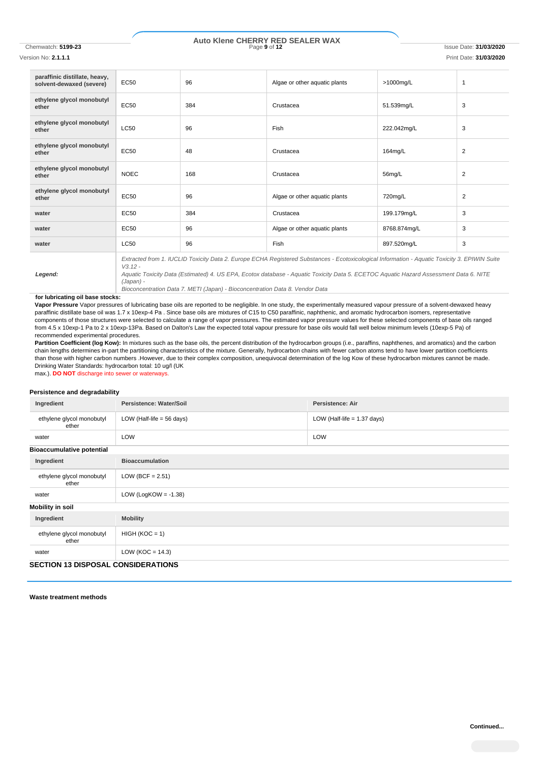| | | | | | |
|---|---|---|---|---|---|
| **paraffinic distillate, heavy, solvent-dewaxed (severe)** | EC50 | 96 | Algae or other aquatic plants | >1000mg/L | 1 |
| **ethylene glycol monobutyl ether** | EC50 | 384 | Crustacea | 51.539mg/L | 3 |
| **ethylene glycol monobutyl ether** | LC50 | 96 | Fish | 222.042mg/L | 3 |
| **ethylene glycol monobutyl ether** | EC50 | 48 | Crustacea | 164mg/L | 2 |
| **ethylene glycol monobutyl ether** | NOEC | 168 | Crustacea | 56mg/L | 2 |
| **ethylene glycol monobutyl ether** | EC50 | 96 | Algae or other aquatic plants | 720mg/L | 2 |
| **water** | EC50 | 384 | Crustacea | 199.179mg/L | 3 |
| **water** | EC50 | 96 | Algae or other aquatic plants | 8768.874mg/L | 3 |
| **water** | LC50 | 96 | Fish | 897.520mg/L | 3 |
| ***Legend:*** | *Extracted from 1. IUCLID Toxicity Data 2. Europe ECHA Registered Substances - Ecotoxicological Information - Aquatic Toxicity 3. EPIWIN Suite V3.12 - Aquatic Toxicity Data (Estimated) 4. US EPA, Ecotox database - Aquatic Toxicity Data 5. ECETOC Aquatic Hazard Assessment Data 6. NITE (Japan) - Bioconcentration Data 7. METI (Japan) - Bioconcentration Data 8. Vendor Data* | | | | |

**for lubricating oil base stocks:**

**Vapor Pressure** Vapor pressures of lubricating base oils are reported to be negligible. In one study, the experimentally measured vapour pressure of a solvent-dewaxed heavy paraffinic distillate base oil was 1.7 x 10exp-4 Pa . Since base oils are mixtures of C15 to C50 paraffinic, naphthenic, and aromatic hydrocarbon isomers, representative components of those structures were selected to calculate a range of vapor pressures. The estimated vapor pressure values for these selected components of base oils ranged from 4.5 x 10exp-1 Pa to 2 x 10exp-13Pa. Based on Dalton's Law the expected total vapour pressure for base oils would fall well below minimum levels (10exp-5 Pa) of recommended experimental procedures.

**Partition Coefficient (log Kow):** In mixtures such as the base oils, the percent distribution of the hydrocarbon groups (i.e., paraffins, naphthenes, and aromatics) and the carbon chain lengths determines in-part the partitioning characteristics of the mixture. Generally, hydrocarbon chains with fewer carbon atoms tend to have lower partition coefficients than those with higher carbon numbers .However, due to their complex composition, unequivocal determination of the log Kow of these hydrocarbon mixtures cannot be made.
Drinking Water Standards: hydrocarbon total: 10 ug/l (UK max.). **DO NOT** discharge into sewer or waterways.

### Persistence and degradability

| Ingredient | Persistence: Water/Soil | Persistence: Air |
|---|---|---|
| ethylene glycol monobutyl ether | LOW (Half-life = 56 days) | LOW (Half-life = 1.37 days) |
| water | LOW | LOW |

### Bioaccumulative potential

| Ingredient | Bioaccumulation |
|---|---|
| ethylene glycol monobutyl ether | LOW (BCF = 2.51) |
| water | LOW (LogKOW = -1.38) |

### Mobility in soil

| Ingredient | Mobility |
|---|---|
| ethylene glycol monobutyl ether | HIGH (KOC = 1) |
| water | LOW (KOC = 14.3) |

## SECTION 13 DISPOSAL CONSIDERATIONS

### Waste treatment methods

**Continued...**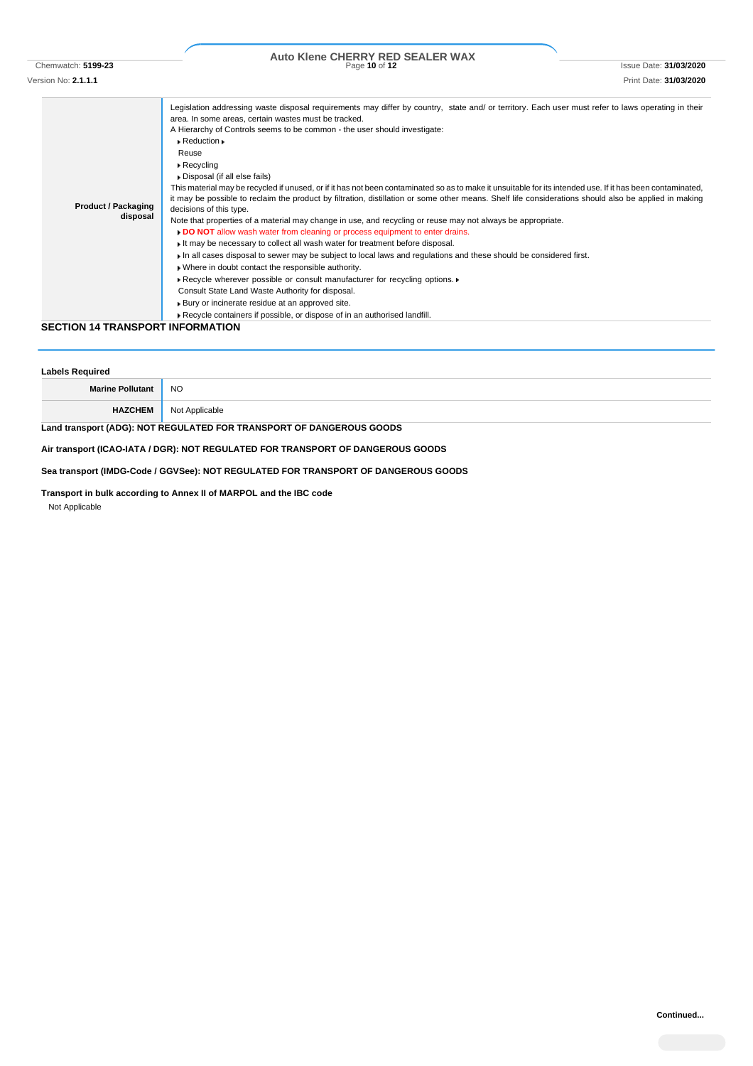| | |
|---|---|
| **Product / Packaging disposal** | Legislation addressing waste disposal requirements may differ by country, state and/ or territory. Each user must refer to laws operating in their area. In some areas, certain wastes must be tracked.<br>A Hierarchy of Controls seems to be common - the user should investigate:<br>▸ Reduction ▸<br>Reuse<br>▸ Recycling<br>▸ Disposal (if all else fails)<br>This material may be recycled if unused, or if it has not been contaminated so as to make it unsuitable for its intended use. If it has been contaminated, it may be possible to reclaim the product by filtration, distillation or some other means. Shelf life considerations should also be applied in making decisions of this type.<br>Note that properties of a material may change in use, and recycling or reuse may not always be appropriate.<br>▸ **DO NOT** allow wash water from cleaning or process equipment to enter drains.<br>▸ It may be necessary to collect all wash water for treatment before disposal.<br>▸ In all cases disposal to sewer may be subject to local laws and regulations and these should be considered first.<br>▸ Where in doubt contact the responsible authority.<br>▸ Recycle wherever possible or consult manufacturer for recycling options. ▸<br>Consult State Land Waste Authority for disposal.<br>▸ Bury or incinerate residue at an approved site.<br>▸ Recycle containers if possible, or dispose of in an authorised landfill. |

## SECTION 14 TRANSPORT INFORMATION

**Labels Required**

| | |
|---|---|
| **Marine Pollutant** | NO |
| **HAZCHEM** | Not Applicable |

**Land transport (ADG): NOT REGULATED FOR TRANSPORT OF DANGEROUS GOODS**

**Air transport (ICAO-IATA / DGR): NOT REGULATED FOR TRANSPORT OF DANGEROUS GOODS**

**Sea transport (IMDG-Code / GGVSee): NOT REGULATED FOR TRANSPORT OF DANGEROUS GOODS**

**Transport in bulk according to Annex II of MARPOL and the IBC code**

Not Applicable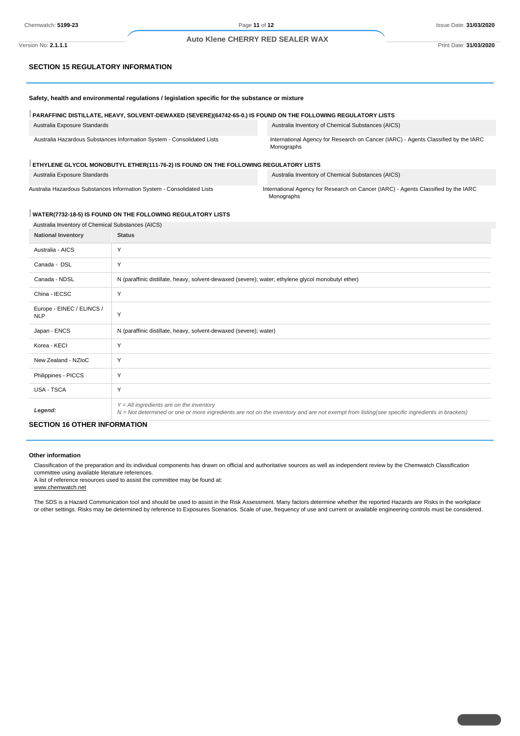## SECTION 15 REGULATORY INFORMATION

**Safety, health and environmental regulations / legislation specific for the substance or mixture**

**PARAFFINIC DISTILLATE, HEAVY, SOLVENT-DEWAXED (SEVERE)(64742-65-0.) IS FOUND ON THE FOLLOWING REGULATORY LISTS**

| | |
|---|---|
| Australia Exposure Standards | Australia Inventory of Chemical Substances (AICS) |
| Australia Hazardous Substances Information System - Consolidated Lists | International Agency for Research on Cancer (IARC) - Agents Classified by the IARC Monographs |

**ETHYLENE GLYCOL MONOBUTYL ETHER(111-76-2) IS FOUND ON THE FOLLOWING REGULATORY LISTS**

| | |
|---|---|
| Australia Exposure Standards | Australia Inventory of Chemical Substances (AICS) |
| Australia Hazardous Substances Information System - Consolidated Lists | International Agency for Research on Cancer (IARC) - Agents Classified by the IARC Monographs |

**WATER(7732-18-5) IS FOUND ON THE FOLLOWING REGULATORY LISTS**

Australia Inventory of Chemical Substances (AICS)

| National Inventory | Status |
|---|---|
| Australia - AICS | Y |
| Canada - DSL | Y |
| Canada - NDSL | N (paraffinic distillate, heavy, solvent-dewaxed (severe); water; ethylene glycol monobutyl ether) |
| China - IECSC | Y |
| Europe - EINEC / ELINCS / NLP | Y |
| Japan - ENCS | N (paraffinic distillate, heavy, solvent-dewaxed (severe); water) |
| Korea - KECI | Y |
| New Zealand - NZIoC | Y |
| Philippines - PICCS | Y |
| USA - TSCA | Y |
| ***Legend:*** | *Y = All ingredients are on the inventory*<br>*N = Not determined or one or more ingredients are not on the inventory and are not exempt from listing(see specific ingredients in brackets)* |

## SECTION 16 OTHER INFORMATION

**Other information**

Classification of the preparation and its individual components has drawn on official and authoritative sources as well as independent review by the Chemwatch Classification committee using available literature references.
A list of reference resources used to assist the committee may be found at:
www.chemwatch.net

The SDS is a Hazard Communication tool and should be used to assist in the Risk Assessment. Many factors determine whether the reported Hazards are Risks in the workplace or other settings. Risks may be determined by reference to Exposures Scenarios. Scale of use, frequency of use and current or available engineering controls must be considered.